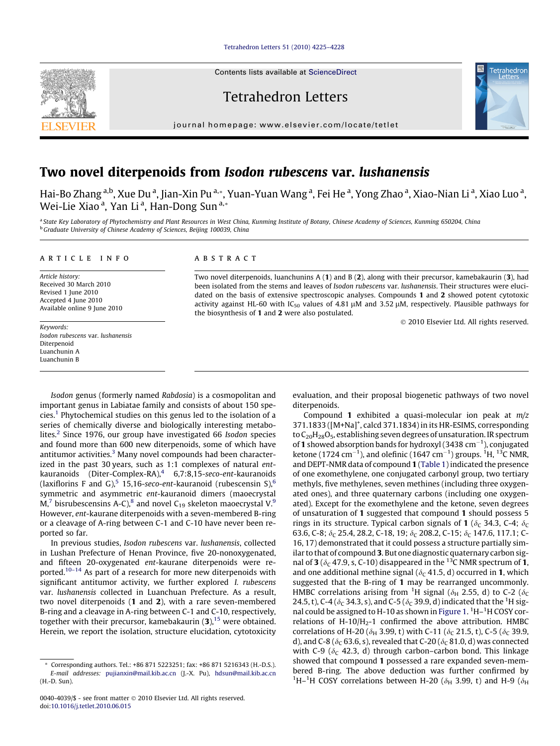Contents lists available at ScienceDirect

Tetrahedron Letters

journal homepage: www.elsevier.com/locate/tetlet

# Two novel diterpenoids from *Isodon rubescens* var. *lushanensis*

Hai-Bo Zhang [a,b], Xue Du [a], Jian-Xin Pu [a,*], Yuan-Yuan Wang [a], Fei He [a], Yong Zhao [a], Xiao-Nian Li [a], Xiao Luo [a], Wei-Lie Xiao [a], Yan Li [a], Han-Dong Sun [a,*]

[a] State Key Laboratory of Phytochemistry and Plant Resources in West China, Kunming Institute of Botany, Chinese Academy of Sciences, Kunming 650204, China
[b] Graduate University of Chinese Academy of Sciences, Beijing 100039, China

**ARTICLE INFO**

*Article history:*
Received 30 March 2010
Revised 1 June 2010
Accepted 4 June 2010
Available online 9 June 2010

*Keywords:*
*Isodon rubescens* var. *lushanensis*
Diterpenoid
Luanchunin A
Luanchunin B

**ABSTRACT**

Two novel diterpenoids, luanchunins A (**1**) and B (**2**), along with their precursor, kamebakaurin (**3**), had been isolated from the stems and leaves of *Isodon rubescens* var. *lushanensis*. Their structures were elucidated on the basis of extensive spectroscopic analyses. Compounds **1** and **2** showed potent cytotoxic activity against HL-60 with $IC_{50}$ values of 4.81 μM and 3.52 μM, respectively. Plausible pathways for the biosynthesis of **1** and **2** were also postulated.

© 2010 Elsevier Ltd. All rights reserved.

*Isodon* genus (formerly named *Rabdosia*) is a cosmopolitan and important genus in Labiatae family and consists of about 150 species.[1] Phytochemical studies on this genus led to the isolation of a series of chemically diverse and biologically interesting metabolites.[2] Since 1976, our group have investigated 66 *Isodon* species and found more than 600 new diterpenoids, some of which have antitumor activities.[3] Many novel compounds had been characterized in the past 30 years, such as 1:1 complexes of natural *ent*-kauranoids (Diter-Complex-RA),[4] 6,7:8,15-*seco-ent*-kauranoids (laxiflorins F and G),[5] 15,16-*seco-ent*-kauranoid (rubescensin S),[6] symmetric and asymmetric *ent*-kauranoid dimers (maoecrystal M,[7] bisrubescensins A-C),[8] and novel $C_{19}$ skeleton maoecrystal V.[9] However, *ent*-kaurane diterpenoids with a seven-membered B-ring or a cleavage of A-ring between C-1 and C-10 have never been reported so far.

In previous studies, *Isodon rubescens* var. *lushanensis*, collected in Lushan Prefecture of Henan Province, five 20-nonoxygenated, and fifteen 20-oxygenated *ent*-kaurane diterpenoids were reported.[10–14] As part of a research for more new diterpenoids with significant antitumor activity, we further explored *I. rubescens* var. *lushanensis* collected in Luanchuan Prefecture. As a result, two novel diterpenoids (**1** and **2**), with a rare seven-membered B-ring and a cleavage in A-ring between C-1 and C-10, respectively, together with their precursor, kamebakaurin (**3**),[15] were obtained. Herein, we report the isolation, structure elucidation, cytotoxicity evaluation, and their proposal biogenetic pathways of two novel diterpenoids.

Compound **1** exhibited a quasi-molecular ion peak at *m*/*z* 371.1833 ([M+Na]$^+$, calcd 371.1834) in its HR-ESIMS, corresponding to $C_{20}H_{28}O_5$, establishing seven degrees of unsaturation. IR spectrum of **1** showed absorption bands for hydroxyl (3438 $cm^{-1}$), conjugated ketone (1724 $cm^{-1}$), and olefinic (1647 $cm^{-1}$) groups. $^1$H, $^{13}$C NMR, and DEPT-NMR data of compound **1** (Table 1) indicated the presence of one exomethylene, one conjugated carbonyl group, two tertiary methyls, five methylenes, seven methines (including three oxygenated ones), and three quaternary carbons (including one oxygenated). Except for the exomethylene and the ketone, seven degrees of unsaturation of **1** suggested that compound **1** should possess 5 rings in its structure. Typical carbon signals of **1** ($\delta_C$ 34.3, C-4; $\delta_C$ 63.6, C-8; $\delta_C$ 25.4, 28.2, C-18, 19; $\delta_C$ 208.2, C-15; $\delta_C$ 147.6, 117.1; C-16, 17) demonstrated that it could possess a structure partially similar to that of compound **3**. But one diagnostic quaternary carbon signal of **3** ($\delta_C$ 47.9, s, C-10) disappeared in the $^{13}$C NMR spectrum of **1**, and one additional methine signal ($\delta_C$ 41.5, d) occurred in **1**, which suggested that the B-ring of **1** may be rearranged uncommonly. HMBC correlations arising from $^1$H signal ($\delta_H$ 2.55, d) to C-2 ($\delta_C$ 24.5, t), C-4 ($\delta_C$ 34.3, s), and C-5 ($\delta_C$ 39.9, d) indicated that the $^1$H signal could be assigned to H-10 as shown in Figure 1. $^1$H–$^1$H COSY correlations of H-10/$H_2$-1 confirmed the above attribution. HMBC correlations of H-20 ($\delta_H$ 3.99, t) with C-11 ($\delta_C$ 21.5, t), C-5 ($\delta_C$ 39.9, d), and C-8 ($\delta_C$ 63.6, s), revealed that C-20 ($\delta_C$ 81.0, d) was connected with C-9 ($\delta_C$ 42.3, d) through carbon–carbon bond. This linkage showed that compound **1** possessed a rare expanded seven-membered B-ring. The above deduction was further confirmed by $^1$H–$^1$H COSY correlations between H-20 ($\delta_H$ 3.99, t) and H-9 ($\delta_H$

\* Corresponding authors. Tel.: +86 871 5223251; fax: +86 871 5216343 (H.-D.S.).
*E-mail addresses:* pujianxin@mail.kib.ac.cn (J.-X. Pu), hdsun@mail.kib.ac.cn (H.-D. Sun).

0040-4039/$ - see front matter © 2010 Elsevier Ltd. All rights reserved.
doi:10.1016/j.tetlet.2010.06.015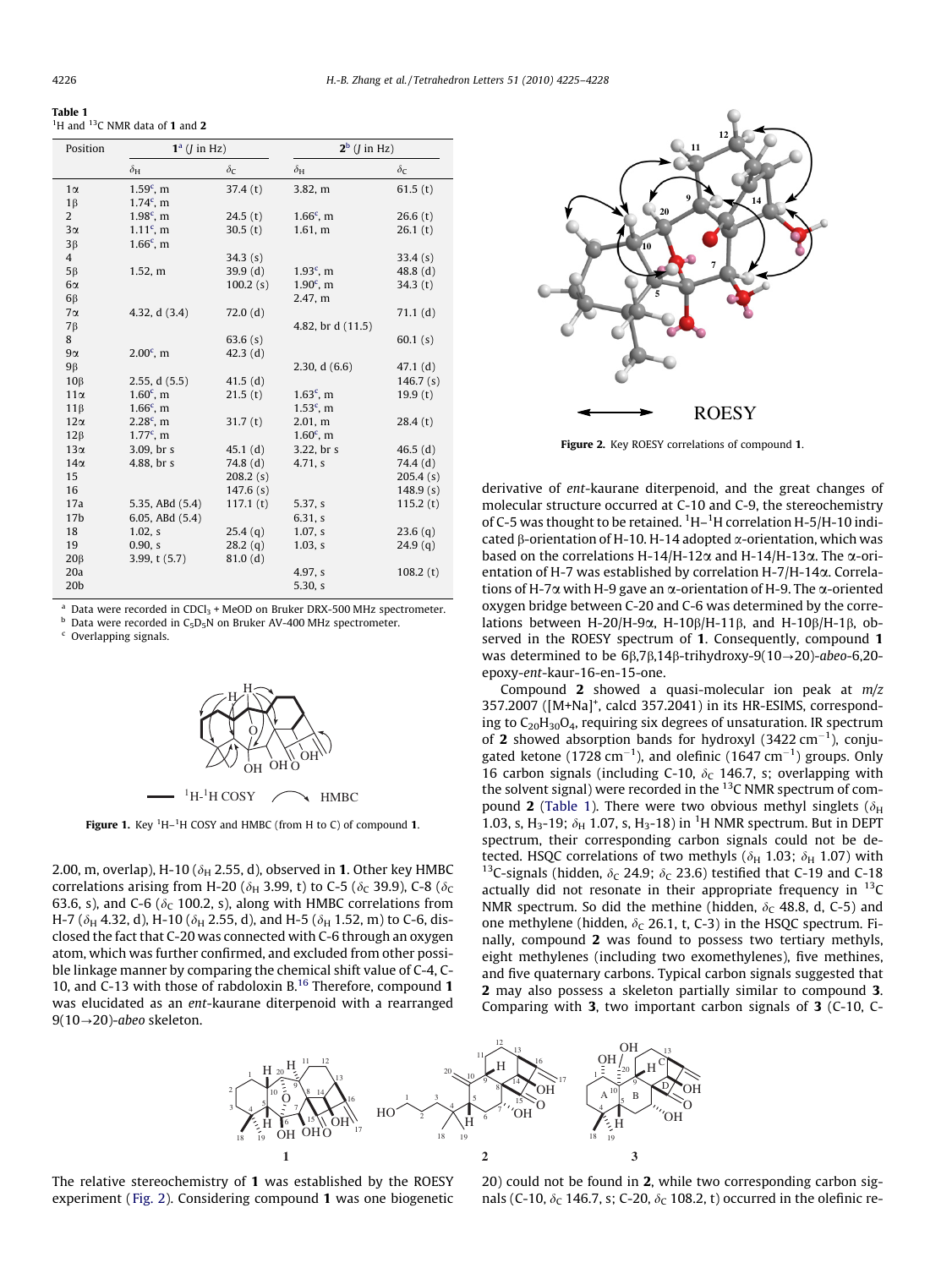**Table 1**
$^1H$ and $^{13}C$ NMR data of **1** and **2**

| Position | **1**[a] (*J* in Hz) | | **2**[b] (*J* in Hz) | |
|---|---|---|---|---|
| | $\delta_H$ | $\delta_C$ | $\delta_H$ | $\delta_C$ |
| 1α | 1.59[c], m | 37.4 (t) | 3.82, m | 61.5 (t) |
| 1β | 1.74[c], m | | | |
| 2 | 1.98[c], m | 24.5 (t) | 1.66[c], m | 26.6 (t) |
| 3α | 1.11[c], m | 30.5 (t) | 1.61, m | 26.1 (t) |
| 3β | 1.66[c], m | | | |
| 4 | | 34.3 (s) | | 33.4 (s) |
| 5β | 1.52, m | 39.9 (d) | 1.93[c], m | 48.8 (d) |
| 6α | | 100.2 (s) | 1.90[c], m | 34.3 (t) |
| 6β | | | 2.47, m | |
| 7α | 4.32, d (3.4) | 72.0 (d) | | 71.1 (d) |
| 7β | | | 4.82, br d (11.5) | |
| 8 | | 63.6 (s) | | 60.1 (s) |
| 9α | 2.00[c], m | 42.3 (d) | | |
| 9β | | | 2.30, d (6.6) | 47.1 (d) |
| 10β | 2.55, d (5.5) | 41.5 (d) | | 146.7 (s) |
| 11α | 1.60[c], m | 21.5 (t) | 1.63[c], m | 19.9 (t) |
| 11β | 1.66[c], m | | 1.53[c], m | |
| 12α | 2.28[c], m | 31.7 (t) | 2.01, m | 28.4 (t) |
| 12β | 1.77[c], m | | 1.60[c], m | |
| 13α | 3.09, br s | 45.1 (d) | 3.22, br s | 46.5 (d) |
| 14α | 4.88, br s | 74.8 (d) | 4.71, s | 74.4 (d) |
| 15 | | 208.2 (s) | | 205.4 (s) |
| 16 | | 147.6 (s) | | 148.9 (s) |
| 17a | 5.35, ABd (5.4) | 117.1 (t) | 5.37, s | 115.2 (t) |
| 17b | 6.05, ABd (5.4) | | 6.31, s | |
| 18 | 1.02, s | 25.4 (q) | 1.07, s | 23.6 (q) |
| 19 | 0.90, s | 28.2 (q) | 1.03, s | 24.9 (q) |
| 20β | 3.99, t (5.7) | 81.0 (d) | | |
| 20a | | | 4.97, s | 108.2 (t) |
| 20b | | | 5.30, s | |

[a] Data were recorded in $CDCl_3$ + MeOD on Bruker DRX-500 MHz spectrometer.
[b] Data were recorded in $C_5D_5N$ on Bruker AV-400 MHz spectrometer.
[c] Overlapping signals.

**Figure 1.** Key $^1H$–$^1H$ COSY and HMBC (from H to C) of compound **1**.

2.00, m, overlap), H-10 ($\delta_H$ 2.55, d), observed in **1**. Other key HMBC correlations arising from H-20 ($\delta_H$ 3.99, t) to C-5 ($\delta_C$ 39.9), C-8 ($\delta_C$ 63.6, s), and C-6 ($\delta_C$ 100.2, s), along with HMBC correlations from H-7 ($\delta_H$ 4.32, d), H-10 ($\delta_H$ 2.55, d), and H-5 ($\delta_H$ 1.52, m) to C-6, disclosed the fact that C-20 was connected with C-6 through an oxygen atom, which was further confirmed, and excluded from other possible linkage manner by comparing the chemical shift value of C-4, C-10, and C-13 with those of rabdoloxin B.[16] Therefore, compound **1** was elucidated as an *ent*-kaurane diterpenoid with a rearranged 9(10→20)-*abeo* skeleton.

**Figure 2.** Key ROESY correlations of compound **1**.

The relative stereochemistry of **1** was established by the ROESY experiment (Fig. 2). Considering compound **1** was one biogenetic derivative of *ent*-kaurane diterpenoid, and the great changes of molecular structure occurred at C-10 and C-9, the stereochemistry of C-5 was thought to be retained. $^1H$–$^1H$ correlation H-5/H-10 indicated β-orientation of H-10. H-14 adopted α-orientation, which was based on the correlations H-14/H-12α and H-14/H-13α. The α-orientation of H-7 was established by correlation H-7/H-14α. Correlations of H-7α with H-9 gave an α-orientation of H-9. The α-oriented oxygen bridge between C-20 and C-6 was determined by the correlations between H-20/H-9α, H-10β/H-11β, and H-10β/H-1β, observed in the ROESY spectrum of **1**. Consequently, compound **1** was determined to be 6β,7β,14β-trihydroxy-9(10→20)-*abeo*-6,20-epoxy-*ent*-kaur-16-en-15-one.

Compound **2** showed a quasi-molecular ion peak at *m/z* 357.2007 ([M+Na]$^+$, calcd 357.2041) in its HR-ESIMS, corresponding to $C_{20}H_{30}O_4$, requiring six degrees of unsaturation. IR spectrum of **2** showed absorption bands for hydroxyl (3422 cm$^{-1}$), conjugated ketone (1728 cm$^{-1}$), and olefinic (1647 cm$^{-1}$) groups. Only 16 carbon signals (including C-10, $\delta_C$ 146.7, s; overlapping with the solvent signal) were recorded in the $^{13}C$ NMR spectrum of compound **2** (Table 1). There were two obvious methyl singlets ($\delta_H$ 1.03, s, $H_3$-19; $\delta_H$ 1.07, s, $H_3$-18) in $^1H$ NMR spectrum. But in DEPT spectrum, their corresponding carbon signals could not be detected. HSQC correlations of two methyls ($\delta_H$ 1.03; $\delta_H$ 1.07) with $^{13}C$-signals (hidden, $\delta_C$ 24.9; $\delta_C$ 23.6) testified that C-19 and C-18 actually did not resonate in their appropriate frequency in $^{13}C$ NMR spectrum. So did the methine (hidden, $\delta_C$ 48.8, d, C-5) and one methylene (hidden, $\delta_C$ 26.1, t, C-3) in the HSQC spectrum. Finally, compound **2** was found to possess two tertiary methyls, eight methylenes (including two exomethylenes), five methines, and five quaternary carbons. Typical carbon signals suggested that **2** may also possess a skeleton partially similar to compound **3**. Comparing with **3**, two important carbon signals of **3** (C-10, C-20) could not be found in **2**, while two corresponding carbon signals (C-10, $\delta_C$ 146.7, s; C-20, $\delta_C$ 108.2, t) occurred in the olefinic re-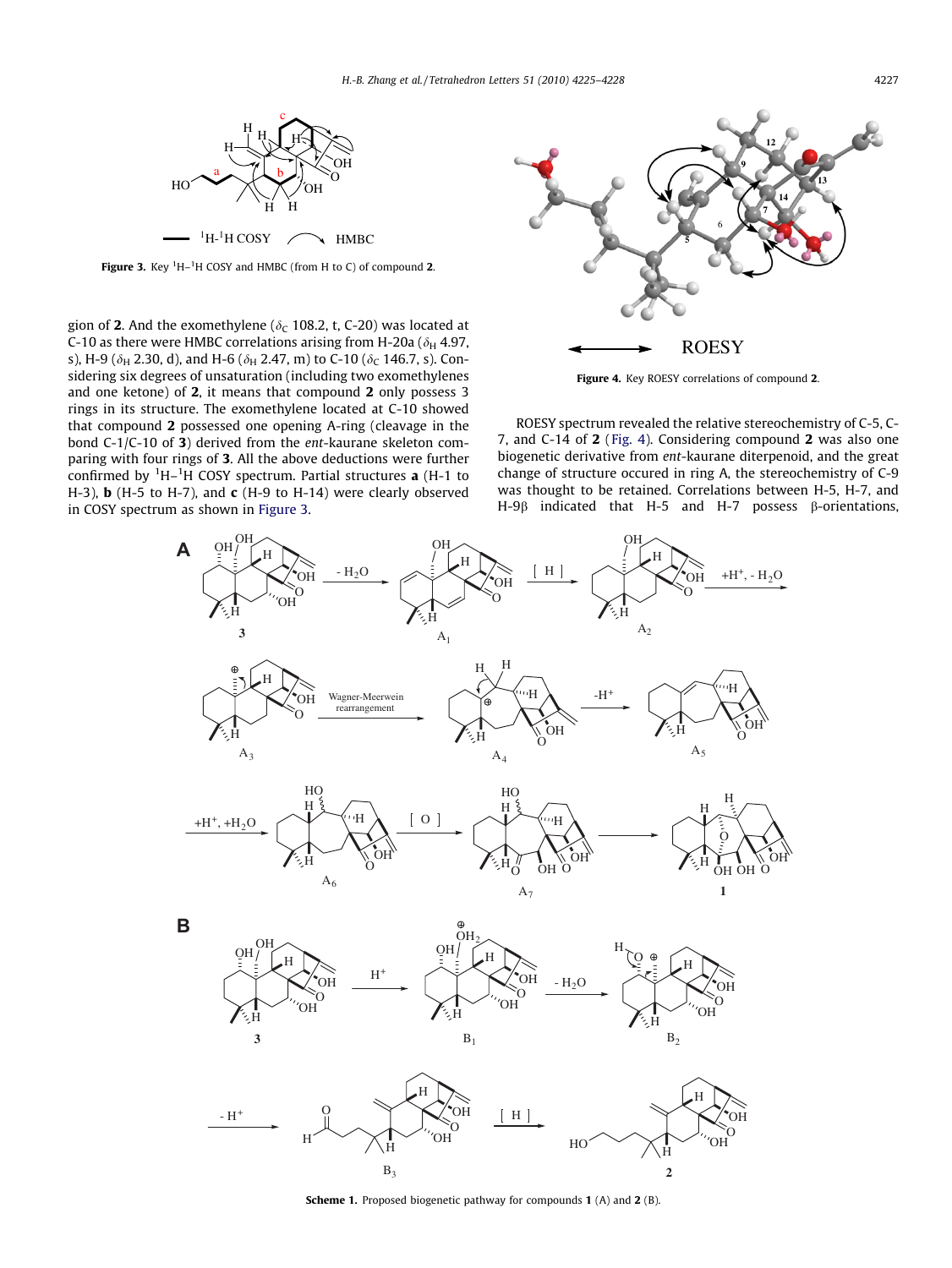Figure 3. Key $^1$H–$^1$H COSY and HMBC (from H to C) of compound **2**.

gion of **2**. And the exomethylene ($\delta_C$ 108.2, t, C-20) was located at C-10 as there were HMBC correlations arising from H-20a ($\delta_H$ 4.97, s), H-9 ($\delta_H$ 2.30, d), and H-6 ($\delta_H$ 2.47, m) to C-10 ($\delta_C$ 146.7, s). Considering six degrees of unsaturation (including two exomethylenes and one ketone) of **2**, it means that compound **2** only possess 3 rings in its structure. The exomethylene located at C-10 showed that compound **2** possessed one opening A-ring (cleavage in the bond C-1/C-10 of **3**) derived from the *ent*-kaurane skeleton comparing with four rings of **3**. All the above deductions were further confirmed by $^1$H–$^1$H COSY spectrum. Partial structures **a** (H-1 to H-3), **b** (H-5 to H-7), and **c** (H-9 to H-14) were clearly observed in COSY spectrum as shown in Figure 3.

Figure 4. Key ROESY correlations of compound **2**.

ROESY spectrum revealed the relative stereochemistry of C-5, C-7, and C-14 of **2** (Fig. 4). Considering compound **2** was also one biogenetic derivative from *ent*-kaurane diterpenoid, and the great change of structure occured in ring A, the stereochemistry of C-9 was thought to be retained. Correlations between H-5, H-7, and H-9β indicated that H-5 and H-7 possess β-orientations,

Scheme 1. Proposed biogenetic pathway for compounds **1** (A) and **2** (B).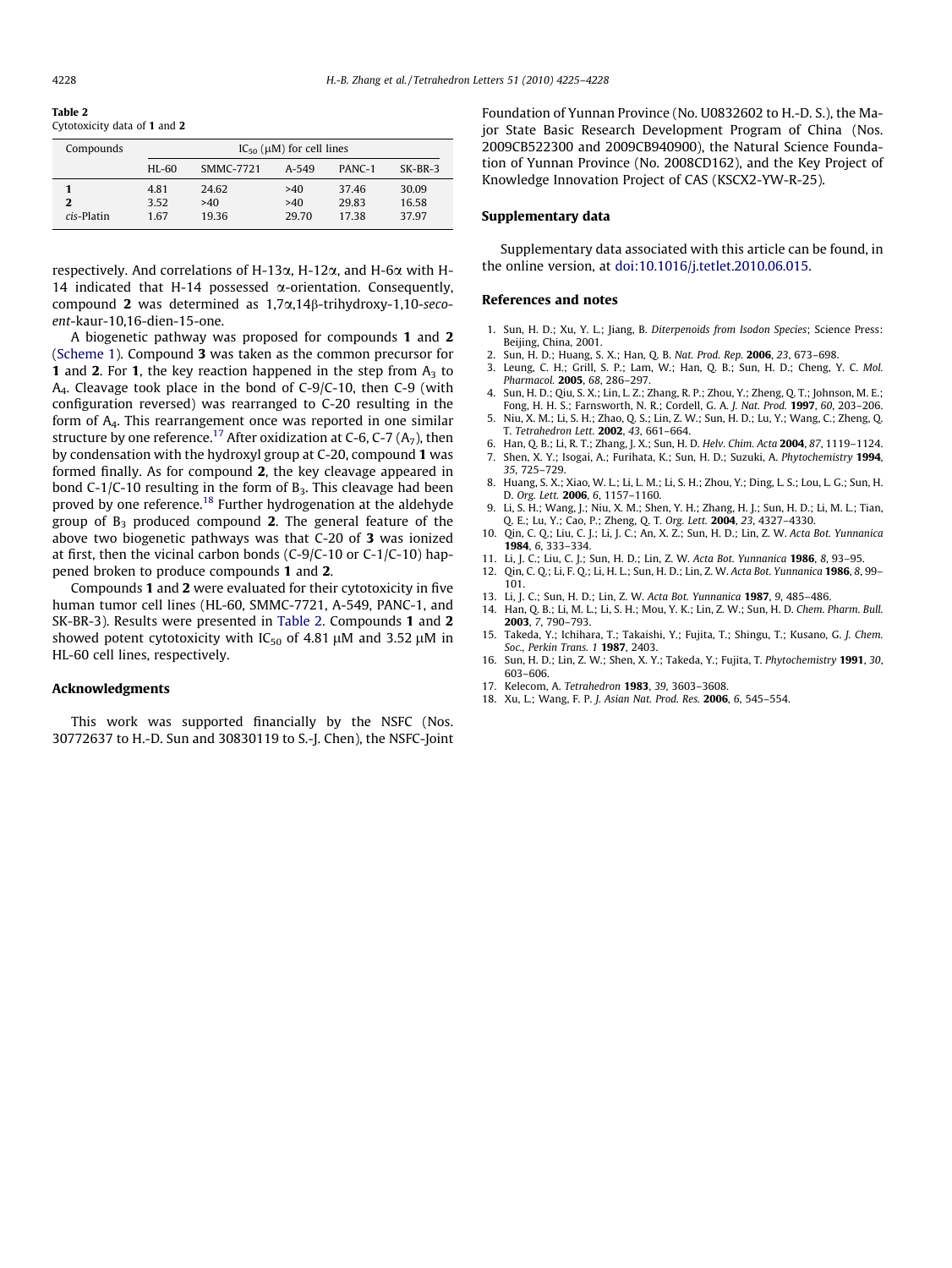**Table 2**
Cytotoxicity data of **1** and **2**

| Compounds | $IC_{50}$ (μM) for cell lines | | | | |
|---|---|---|---|---|---|
| | HL-60 | SMMC-7721 | A-549 | PANC-1 | SK-BR-3 |
| **1** | 4.81 | 24.62 | >40 | 37.46 | 30.09 |
| **2** | 3.52 | >40 | >40 | 29.83 | 16.58 |
| *cis*-Platin | 1.67 | 19.36 | 29.70 | 17.38 | 37.97 |

respectively. And correlations of H-13α, H-12α, and H-6α with H-14 indicated that H-14 possessed α-orientation. Consequently, compound **2** was determined as 1,7α,14β-trihydroxy-1,10-*seco*-*ent*-kaur-10,16-dien-15-one.

A biogenetic pathway was proposed for compounds **1** and **2** (Scheme 1). Compound **3** was taken as the common precursor for **1** and **2**. For **1**, the key reaction happened in the step from $A_3$ to $A_4$. Cleavage took place in the bond of C-9/C-10, then C-9 (with configuration reversed) was rearranged to C-20 resulting in the form of $A_4$. This rearrangement once was reported in one similar structure by one reference.[17] After oxidization at C-6, C-7 ($A_7$), then by condensation with the hydroxyl group at C-20, compound **1** was formed finally. As for compound **2**, the key cleavage appeared in bond C-1/C-10 resulting in the form of $B_3$. This cleavage had been proved by one reference.[18] Further hydrogenation at the aldehyde group of $B_3$ produced compound **2**. The general feature of the above two biogenetic pathways was that C-20 of **3** was ionized at first, then the vicinal carbon bonds (C-9/C-10 or C-1/C-10) happened broken to produce compounds **1** and **2**.

Compounds **1** and **2** were evaluated for their cytotoxicity in five human tumor cell lines (HL-60, SMMC-7721, A-549, PANC-1, and SK-BR-3). Results were presented in Table 2. Compounds **1** and **2** showed potent cytotoxicity with $IC_{50}$ of 4.81 μM and 3.52 μM in HL-60 cell lines, respectively.

## Acknowledgments

This work was supported financially by the NSFC (Nos. 30772637 to H.-D. Sun and 30830119 to S.-J. Chen), the NSFC-Joint Foundation of Yunnan Province (No. U0832602 to H.-D. S.), the Major State Basic Research Development Program of China (Nos. 2009CB522300 and 2009CB940900), the Natural Science Foundation of Yunnan Province (No. 2008CD162), and the Key Project of Knowledge Innovation Project of CAS (KSCX2-YW-R-25).

## Supplementary data

Supplementary data associated with this article can be found, in the online version, at doi:10.1016/j.tetlet.2010.06.015.

## References and notes

1. Sun, H. D.; Xu, Y. L.; Jiang, B. *Diterpenoids from Isodon Species*; Science Press: Beijing, China, 2001.
2. Sun, H. D.; Huang, S. X.; Han, Q. B. *Nat. Prod. Rep.* **2006**, *23*, 673–698.
3. Leung, C. H.; Grill, S. P.; Lam, W.; Han, Q. B.; Sun, H. D.; Cheng, Y. C. *Mol. Pharmacol.* **2005**, *68*, 286–297.
4. Sun, H. D.; Qiu, S. X.; Lin, L. Z.; Zhang, R. P.; Zhou, Y.; Zheng, Q. T.; Johnson, M. E.; Fong, H. H. S.; Farnsworth, N. R.; Cordell, G. A. *J. Nat. Prod.* **1997**, *60*, 203–206.
5. Niu, X. M.; Li, S. H.; Zhao, Q. S.; Lin, Z. W.; Sun, H. D.; Lu, Y.; Wang, C.; Zheng, Q. T. *Tetrahedron Lett.* **2002**, *43*, 661–664.
6. Han, Q. B.; Li, R. T.; Zhang, J. X.; Sun, H. D. *Helv. Chim. Acta* **2004**, *87*, 1119–1124.
7. Shen, X. Y.; Isogai, A.; Furihata, K.; Sun, H. D.; Suzuki, A. *Phytochemistry* **1994**, *35*, 725–729.
8. Huang, S. X.; Xiao, W. L.; Li, L. M.; Li, S. H.; Zhou, Y.; Ding, L. S.; Lou, L. G.; Sun, H. D. *Org. Lett.* **2006**, *6*, 1157–1160.
9. Li, S. H.; Wang, J.; Niu, X. M.; Shen, Y. H.; Zhang, H. J.; Sun, H. D.; Li, M. L.; Tian, Q. E.; Lu, Y.; Cao, P.; Zheng, Q. T. *Org. Lett.* **2004**, *23*, 4327–4330.
10. Qin, C. Q.; Liu, C. J.; Li, J. C.; An, X. Z.; Sun, H. D.; Lin, Z. W. *Acta Bot. Yunnanica* **1984**, *6*, 333–334.
11. Li, J. C.; Liu, C. J.; Sun, H. D.; Lin, Z. W. *Acta Bot. Yunnanica* **1986**, *8*, 93–95.
12. Qin, C. Q.; Li, F. Q.; Li, H. L.; Sun, H. D.; Lin, Z. W. *Acta Bot. Yunnanica* **1986**, *8*, 99–101.
13. Li, J. C.; Sun, H. D.; Lin, Z. W. *Acta Bot. Yunnanica* **1987**, *9*, 485–486.
14. Han, Q. B.; Li, M. L.; Li, S. H.; Mou, Y. K.; Lin, Z. W.; Sun, H. D. *Chem. Pharm. Bull.* **2003**, *7*, 790–793.
15. Takeda, Y.; Ichihara, T.; Takaishi, Y.; Fujita, T.; Shingu, T.; Kusano, G. *J. Chem. Soc., Perkin Trans. 1* **1987**, 2403.
16. Sun, H. D.; Lin, Z. W.; Shen, X. Y.; Takeda, Y.; Fujita, T. *Phytochemistry* **1991**, *30*, 603–606.
17. Kelecom, A. *Tetrahedron* **1983**, *39*, 3603–3608.
18. Xu, L.; Wang, F. P. *J. Asian Nat. Prod. Res.* **2006**, *6*, 545–554.